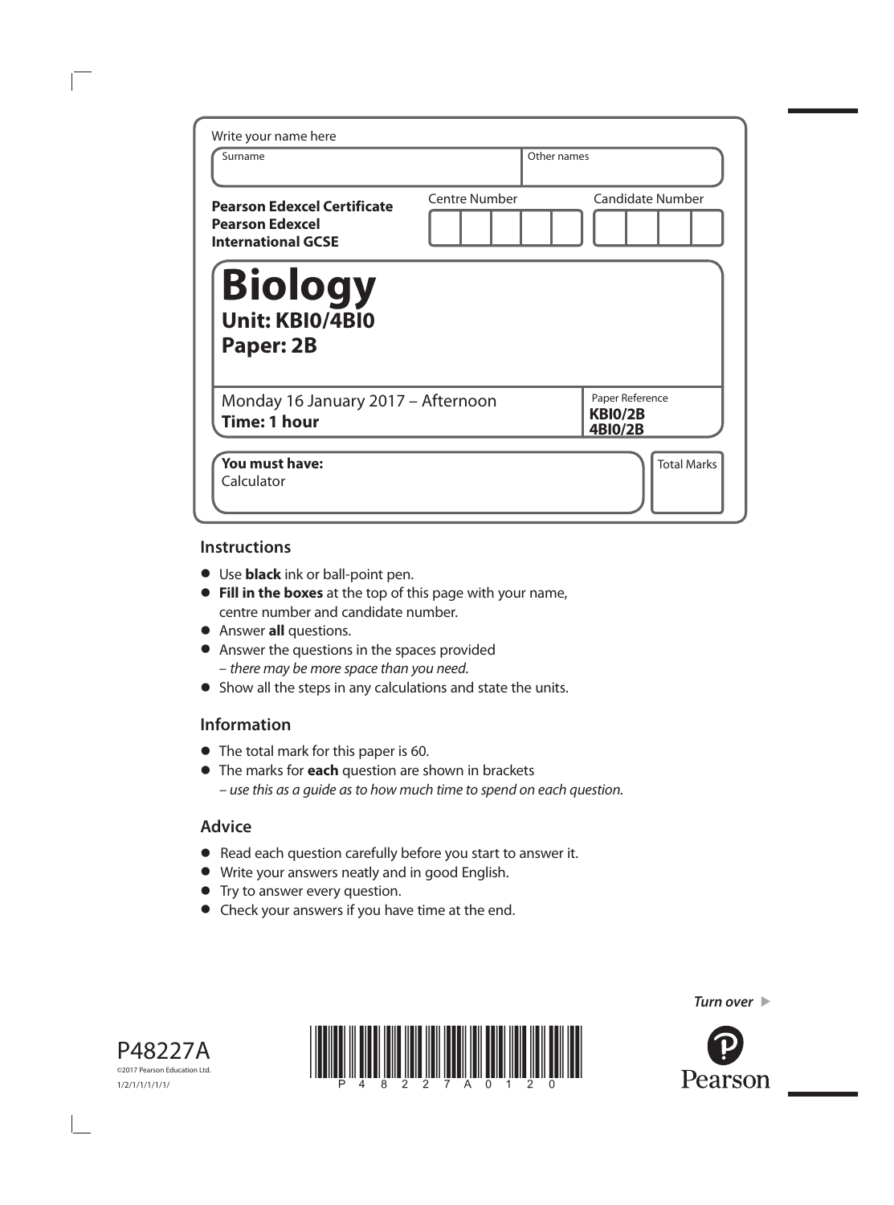Write your name here

| Surname | Other names |
| --- | --- |
| | |

**Pearson Edexcel Certificate**
**Pearson Edexcel**
**International GCSE**

Centre Number

Candidate Number

# Biology

## Unit: KBI0/4BI0

## Paper: 2B

Monday 16 January 2017 – Afternoon
**Time: 1 hour**

Paper Reference
**KBI0/2B**
**4BI0/2B**

**You must have:**
Calculator

Total Marks

## Instructions

- Use **black** ink or ball-point pen.
- **Fill in the boxes** at the top of this page with your name, centre number and candidate number.
- Answer **all** questions.
- Answer the questions in the spaces provided
  – *there may be more space than you need*.
- Show all the steps in any calculations and state the units.

## Information

- The total mark for this paper is 60.
- The marks for **each** question are shown in brackets
  – *use this as a guide as to how much time to spend on each question.*

## Advice

- Read each question carefully before you start to answer it.
- Write your answers neatly and in good English.
- Try to answer every question.
- Check your answers if you have time at the end.

P48227A
©2017 Pearson Education Ltd.
1/2/1/1/1/1/1/

*Turn over* ▶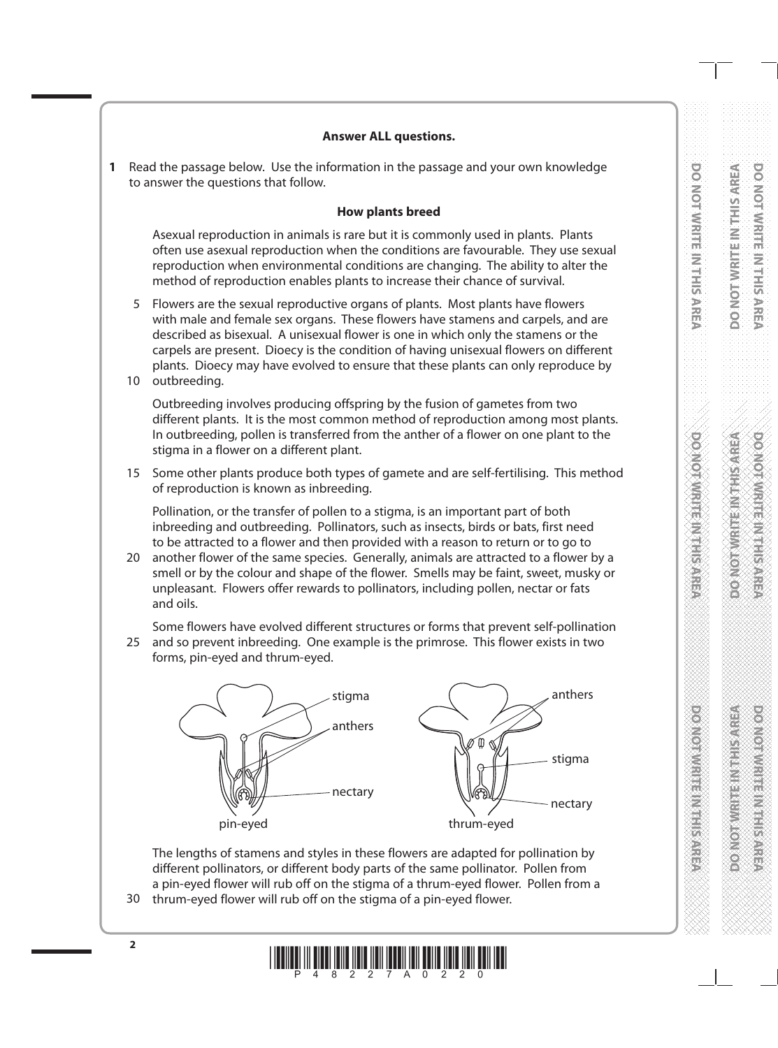**Answer ALL questions.**

**1** Read the passage below. Use the information in the passage and your own knowledge to answer the questions that follow.

**How plants breed**

Asexual reproduction in animals is rare but it is commonly used in plants. Plants often use asexual reproduction when the conditions are favourable. They use sexual reproduction when environmental conditions are changing. The ability to alter the method of reproduction enables plants to increase their chance of survival.

5 Flowers are the sexual reproductive organs of plants. Most plants have flowers with male and female sex organs. These flowers have stamens and carpels, and are described as bisexual. A unisexual flower is one in which only the stamens or the carpels are present. Dioecy is the condition of having unisexual flowers on different plants. Dioecy may have evolved to ensure that these plants can only reproduce by 10 outbreeding.

Outbreeding involves producing offspring by the fusion of gametes from two different plants. It is the most common method of reproduction among most plants. In outbreeding, pollen is transferred from the anther of a flower on one plant to the stigma in a flower on a different plant.

15 Some other plants produce both types of gamete and are self-fertilising. This method of reproduction is known as inbreeding.

Pollination, or the transfer of pollen to a stigma, is an important part of both inbreeding and outbreeding. Pollinators, such as insects, birds or bats, first need to be attracted to a flower and then provided with a reason to return or to go to 20 another flower of the same species. Generally, animals are attracted to a flower by a smell or by the colour and shape of the flower. Smells may be faint, sweet, musky or unpleasant. Flowers offer rewards to pollinators, including pollen, nectar or fats and oils.

Some flowers have evolved different structures or forms that prevent self-pollination 25 and so prevent inbreeding. One example is the primrose. This flower exists in two forms, pin-eyed and thrum-eyed.

pin-eyed: stigma, anthers, nectary — thrum-eyed: anthers, stigma, nectary

The lengths of stamens and styles in these flowers are adapted for pollination by different pollinators, or different body parts of the same pollinator. Pollen from a pin-eyed flower will rub off on the stigma of a thrum-eyed flower. Pollen from a 30 thrum-eyed flower will rub off on the stigma of a pin-eyed flower.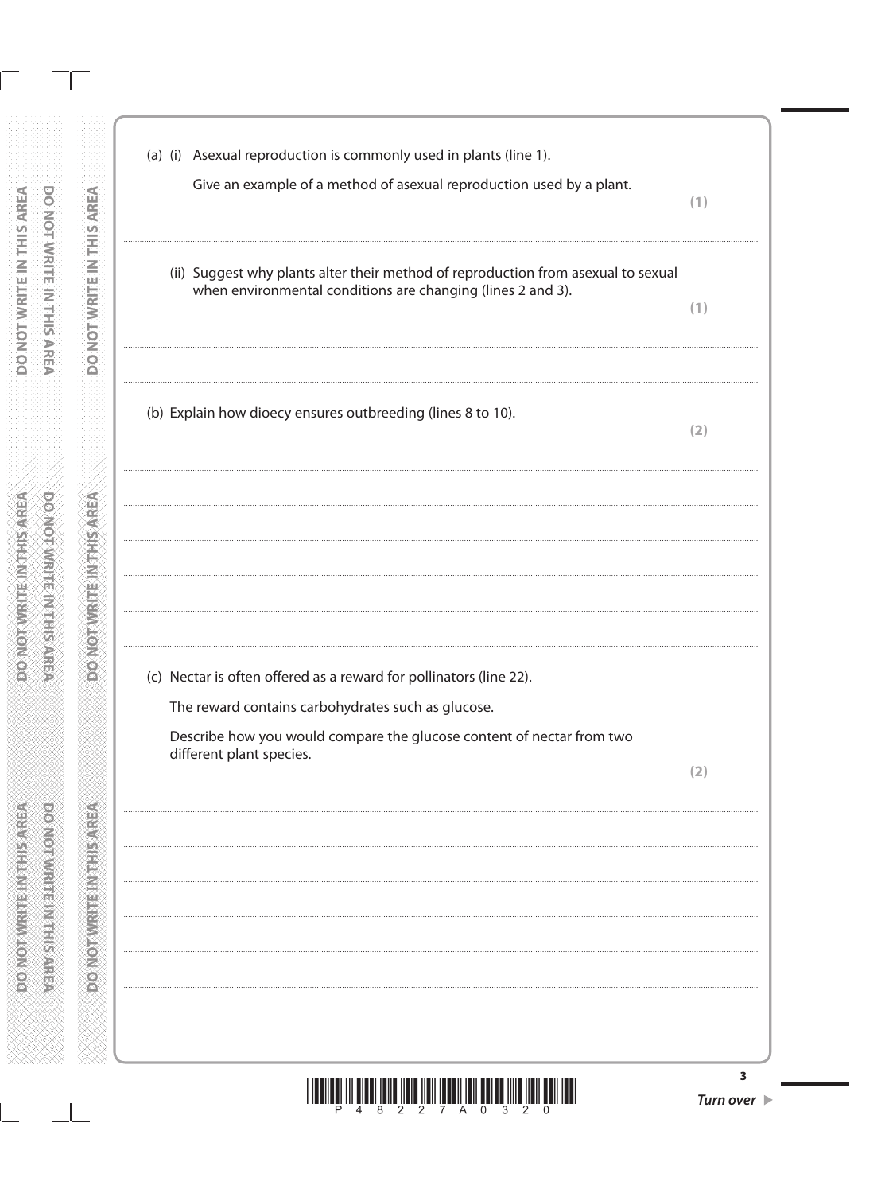(a) (i) Asexual reproduction is commonly used in plants (line 1).

Give an example of a method of asexual reproduction used by a plant.

**(1)**

(ii) Suggest why plants alter their method of reproduction from asexual to sexual when environmental conditions are changing (lines 2 and 3).

**(1)**

(b) Explain how dioecy ensures outbreeding (lines 8 to 10).

**(2)**

(c) Nectar is often offered as a reward for pollinators (line 22).

The reward contains carbohydrates such as glucose.

Describe how you would compare the glucose content of nectar from two different plant species.

**(2)**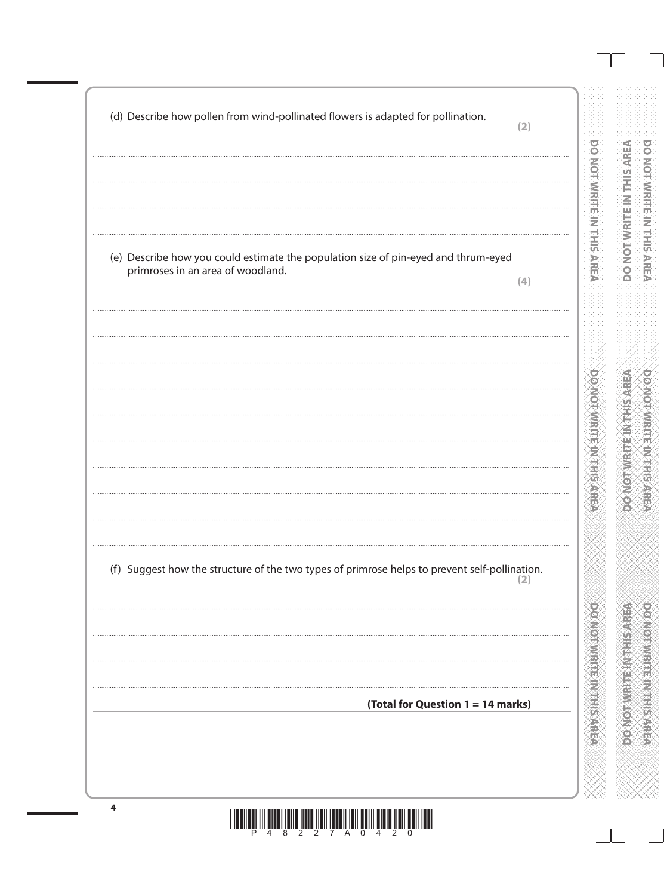(d) Describe how pollen from wind-pollinated flowers is adapted for pollination.
**(2)**

..........................................................................................................................................

..........................................................................................................................................

..........................................................................................................................................

(e) Describe how you could estimate the population size of pin-eyed and thrum-eyed primroses in an area of woodland.
**(4)**

..........................................................................................................................................

..........................................................................................................................................

..........................................................................................................................................

..........................................................................................................................................

..........................................................................................................................................

..........................................................................................................................................

..........................................................................................................................................

..........................................................................................................................................

(f) Suggest how the structure of the two types of primrose helps to prevent self-pollination.
**(2)**

..........................................................................................................................................

..........................................................................................................................................

..........................................................................................................................................

**(Total for Question 1 = 14 marks)**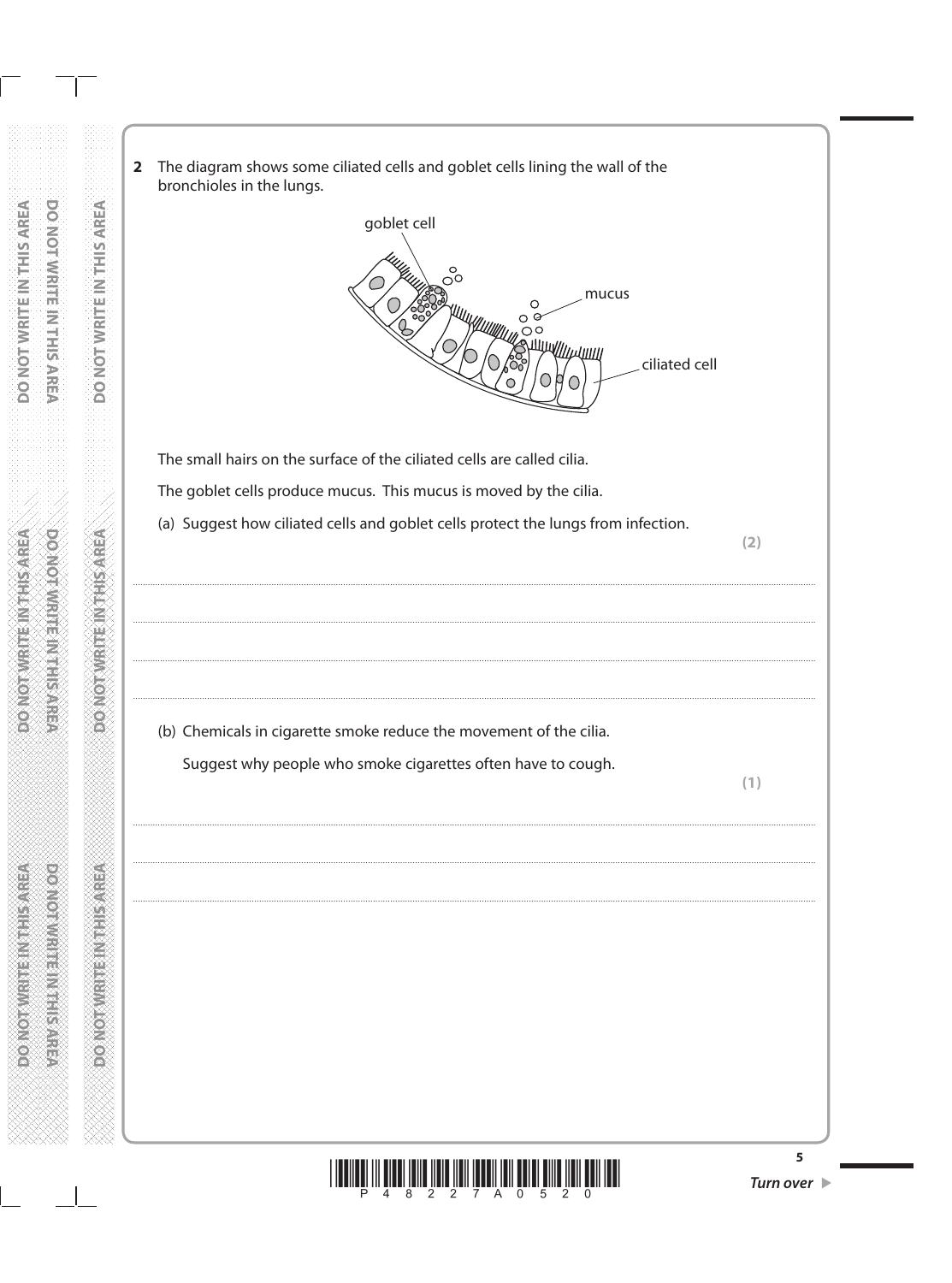**2** The diagram shows some ciliated cells and goblet cells lining the wall of the bronchioles in the lungs.

goblet cell

mucus

ciliated cell

The small hairs on the surface of the ciliated cells are called cilia.

The goblet cells produce mucus. This mucus is moved by the cilia.

(a) Suggest how ciliated cells and goblet cells protect the lungs from infection.

**(2)**

.......................................................................................................................................................................................................................................................................................

.......................................................................................................................................................................................................................................................................................

.......................................................................................................................................................................................................................................................................................

.......................................................................................................................................................................................................................................................................................

(b) Chemicals in cigarette smoke reduce the movement of the cilia.

Suggest why people who smoke cigarettes often have to cough.

**(1)**

.......................................................................................................................................................................................................................................................................................

.......................................................................................................................................................................................................................................................................................

.......................................................................................................................................................................................................................................................................................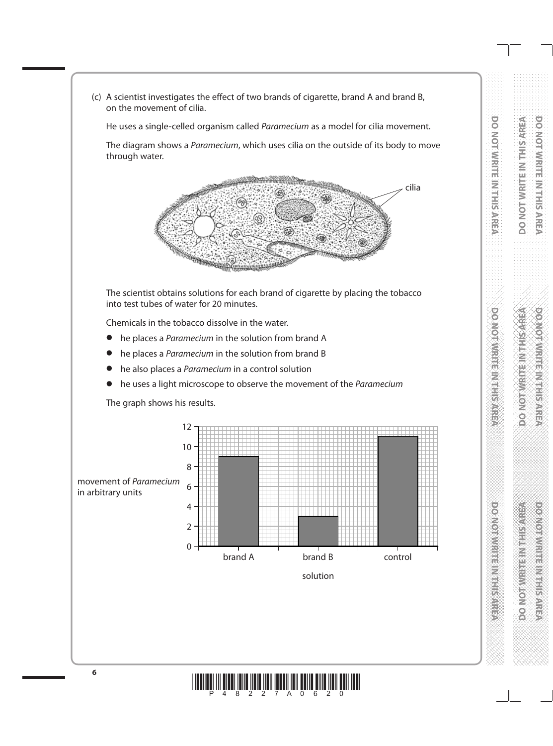(c) A scientist investigates the effect of two brands of cigarette, brand A and brand B, on the movement of cilia.

He uses a single-celled organism called *Paramecium* as a model for cilia movement.

The diagram shows a *Paramecium*, which uses cilia on the outside of its body to move through water.

cilia

The scientist obtains solutions for each brand of cigarette by placing the tobacco into test tubes of water for 20 minutes.

Chemicals in the tobacco dissolve in the water.

- he places a *Paramecium* in the solution from brand A
- he places a *Paramecium* in the solution from brand B
- he also places a *Paramecium* in a control solution
- he uses a light microscope to observe the movement of the *Paramecium*

The graph shows his results.

| solution | movement of *Paramecium* in arbitrary units |
|---|---|
| brand A | 9 |
| brand B | 3 |
| control | 11 |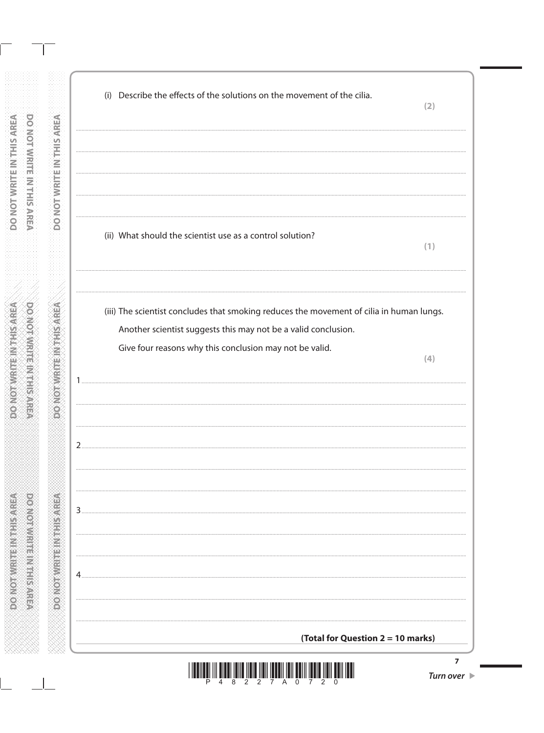(i) Describe the effects of the solutions on the movement of the cilia.

**(2)**

....................................................................................................................................................

....................................................................................................................................................

....................................................................................................................................................

....................................................................................................................................................

(ii) What should the scientist use as a control solution?

**(1)**

....................................................................................................................................................

....................................................................................................................................................

(iii) The scientist concludes that smoking reduces the movement of cilia in human lungs.

Another scientist suggests this may not be a valid conclusion.

Give four reasons why this conclusion may not be valid.

**(4)**

1 ..................................................................................................................................................

....................................................................................................................................................

....................................................................................................................................................

2 ..................................................................................................................................................

....................................................................................................................................................

....................................................................................................................................................

3 ..................................................................................................................................................

....................................................................................................................................................

....................................................................................................................................................

4 ..................................................................................................................................................

....................................................................................................................................................

....................................................................................................................................................

**(Total for Question 2 = 10 marks)**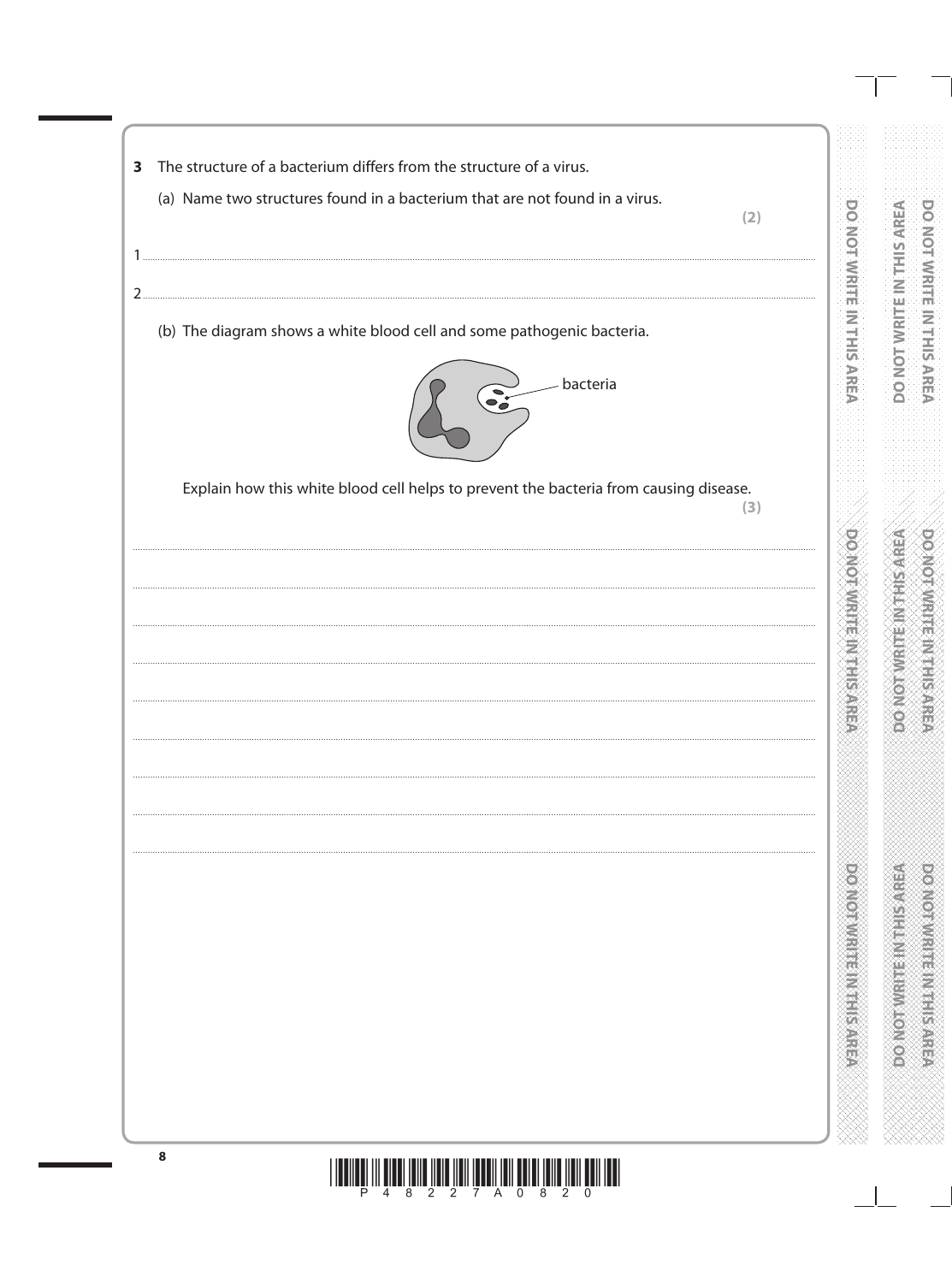**3** The structure of a bacterium differs from the structure of a virus.

(a) Name two structures found in a bacterium that are not found in a virus.
**(2)**

1 ..................................................................................................................................................

2 ..................................................................................................................................................

(b) The diagram shows a white blood cell and some pathogenic bacteria.

bacteria

Explain how this white blood cell helps to prevent the bacteria from causing disease.
**(3)**

..................................................................................................................................................

..................................................................................................................................................

..................................................................................................................................................

..................................................................................................................................................

..................................................................................................................................................

..................................................................................................................................................

..................................................................................................................................................

..................................................................................................................................................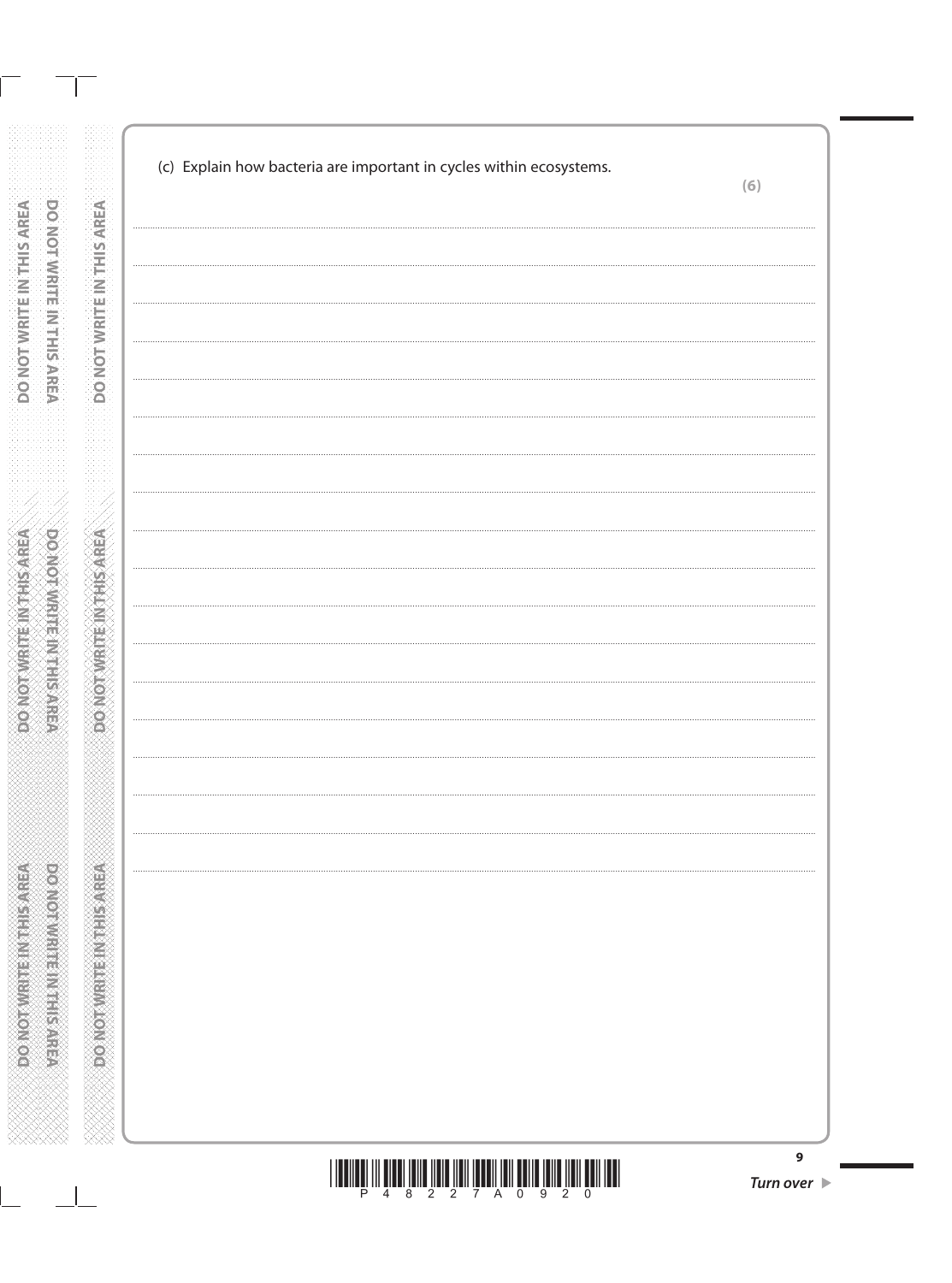(c) Explain how bacteria are important in cycles within ecosystems.

**(6)**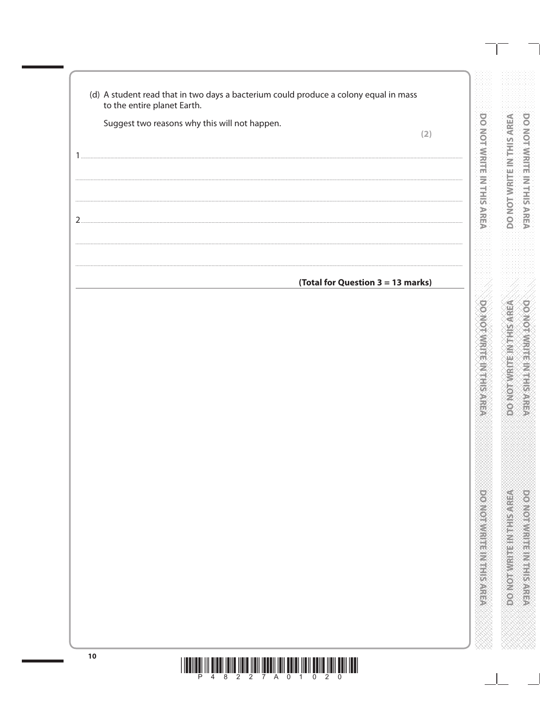(d) A student read that in two days a bacterium could produce a colony equal in mass to the entire planet Earth.

Suggest two reasons why this will not happen.

**(2)**

1 ..........................................................................................................................................

..........................................................................................................................................

..........................................................................................................................................

2 ..........................................................................................................................................

..........................................................................................................................................

..........................................................................................................................................

**(Total for Question 3 = 13 marks)**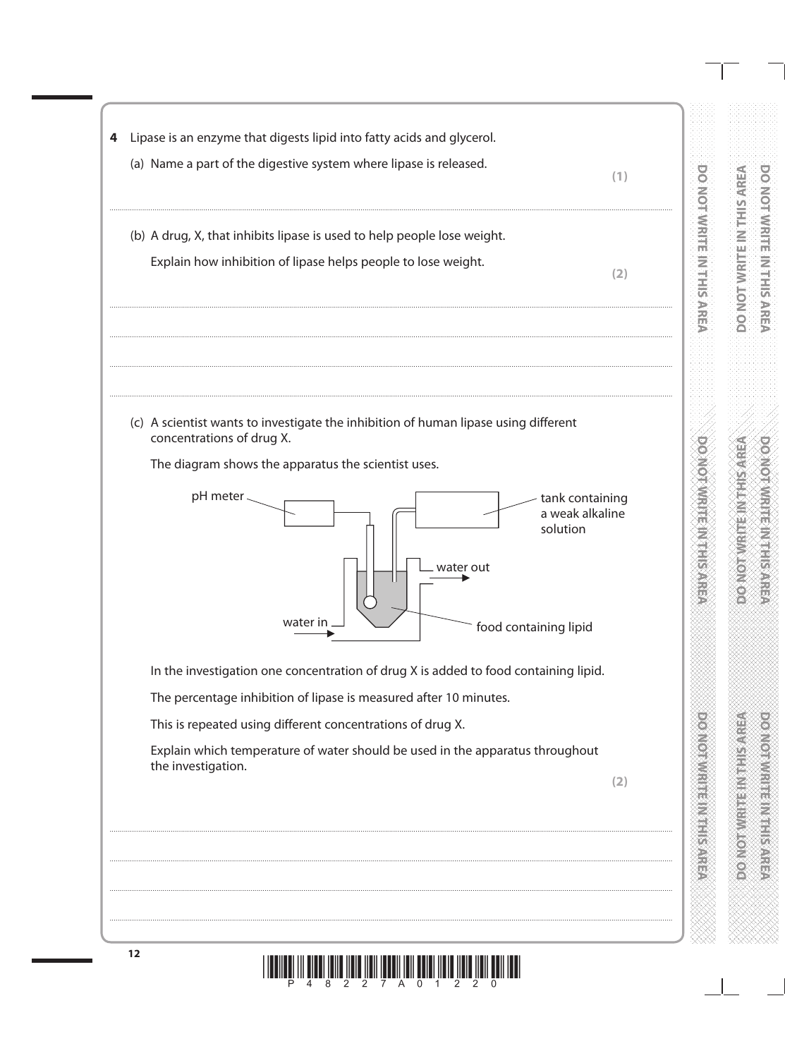**4** Lipase is an enzyme that digests lipid into fatty acids and glycerol.

(a) Name a part of the digestive system where lipase is released. **(1)**

..............................................................................................................................................

(b) A drug, X, that inhibits lipase is used to help people lose weight.

Explain how inhibition of lipase helps people to lose weight. **(2)**

..............................................................................................................................................

..............................................................................................................................................

..............................................................................................................................................

..............................................................................................................................................

(c) A scientist wants to investigate the inhibition of human lipase using different concentrations of drug X.

The diagram shows the apparatus the scientist uses.

pH meter — tank containing a weak alkaline solution — water out — water in — food containing lipid

In the investigation one concentration of drug X is added to food containing lipid.

The percentage inhibition of lipase is measured after 10 minutes.

This is repeated using different concentrations of drug X.

Explain which temperature of water should be used in the apparatus throughout the investigation. **(2)**

..............................................................................................................................................

..............................................................................................................................................

..............................................................................................................................................

..............................................................................................................................................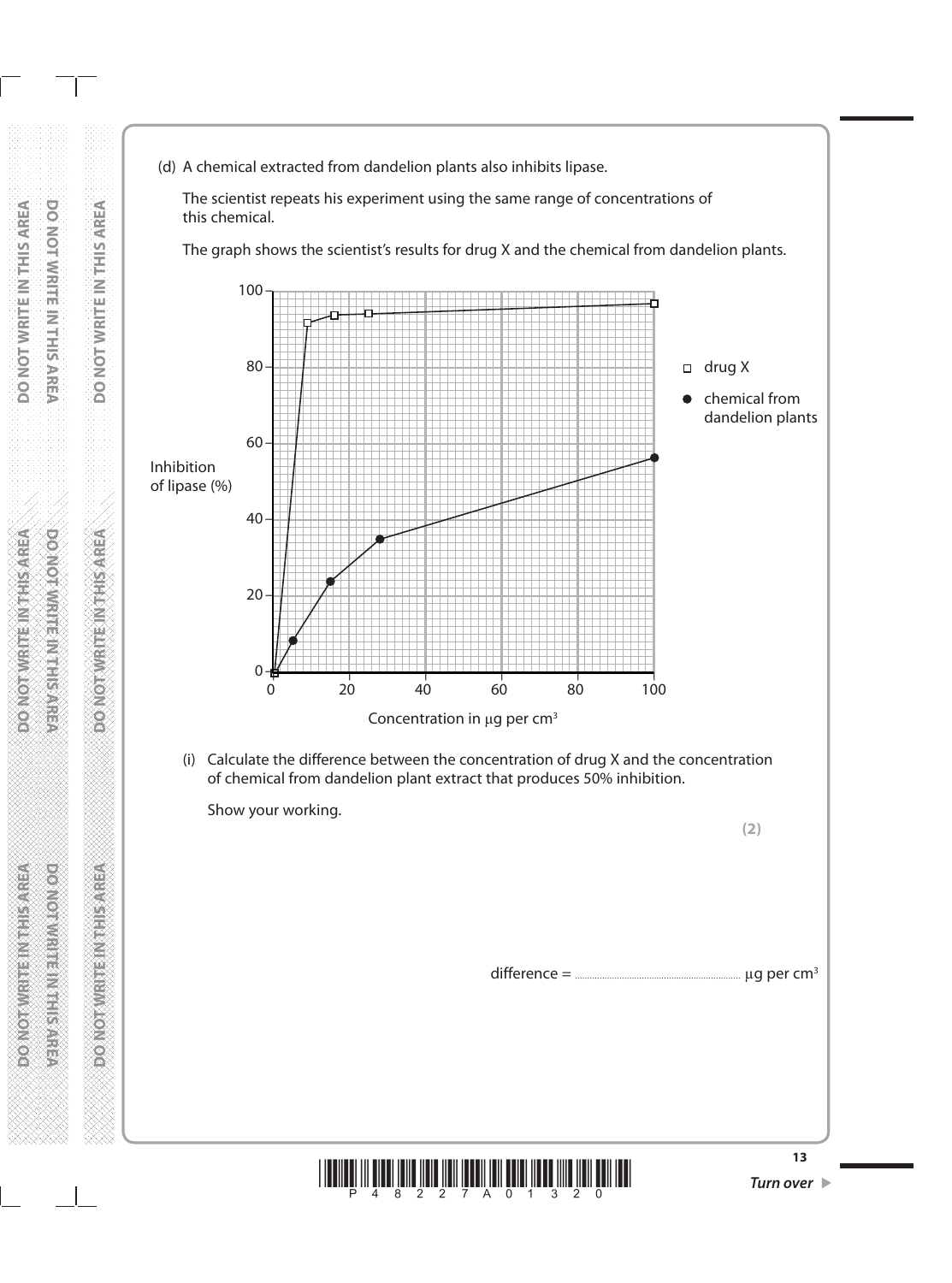(d) A chemical extracted from dandelion plants also inhibits lipase.

The scientist repeats his experiment using the same range of concentrations of this chemical.

The graph shows the scientist's results for drug X and the chemical from dandelion plants.

Inhibition of lipase (%)

Concentration in μg per $cm^3$

□ drug X

● chemical from dandelion plants

(i) Calculate the difference between the concentration of drug X and the concentration of chemical from dandelion plant extract that produces 50% inhibition.

Show your working.

**(2)**

difference = .................................................. μg per $cm^3$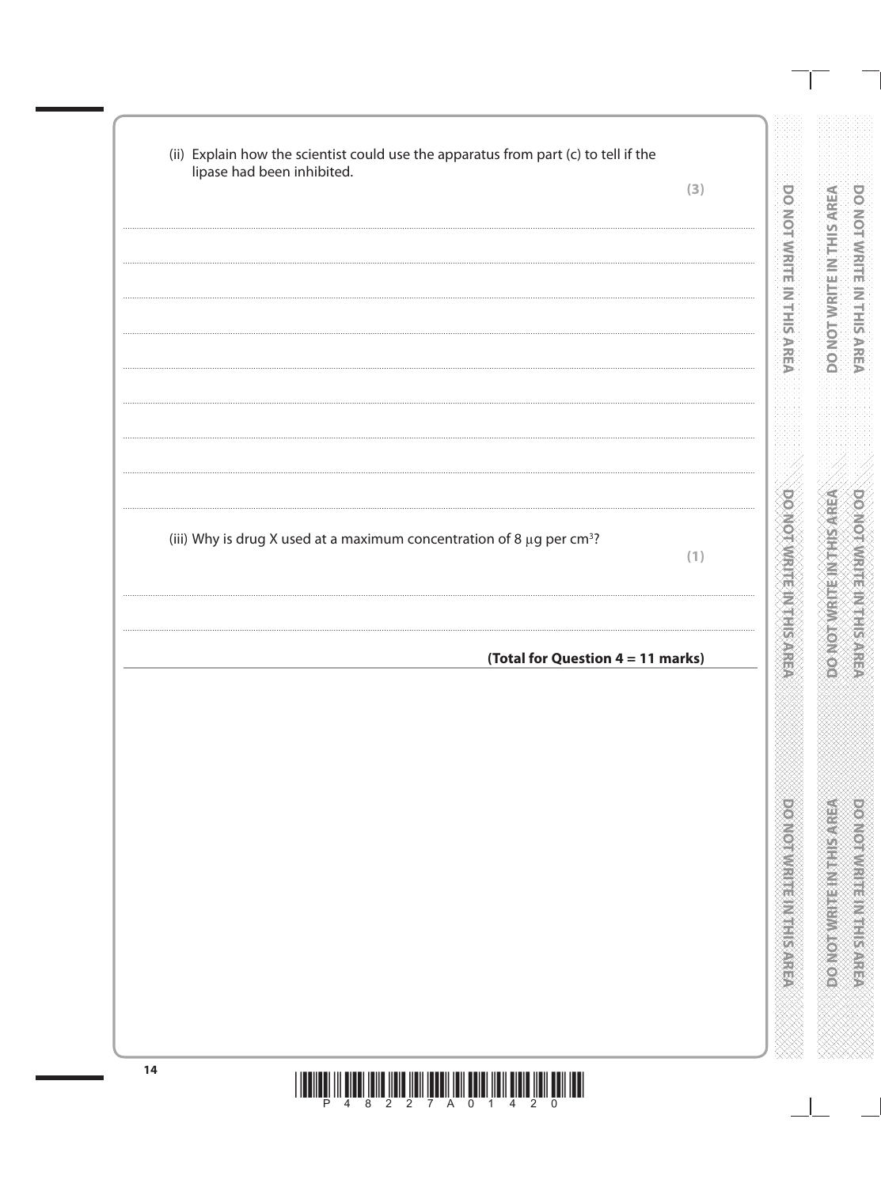(ii) Explain how the scientist could use the apparatus from part (c) to tell if the lipase had been inhibited.

**(3)**

....................................................................................................................................................

....................................................................................................................................................

....................................................................................................................................................

....................................................................................................................................................

....................................................................................................................................................

....................................................................................................................................................

....................................................................................................................................................

....................................................................................................................................................

(iii) Why is drug X used at a maximum concentration of 8 μg per $cm^3$?

**(1)**

....................................................................................................................................................

....................................................................................................................................................

**(Total for Question 4 = 11 marks)**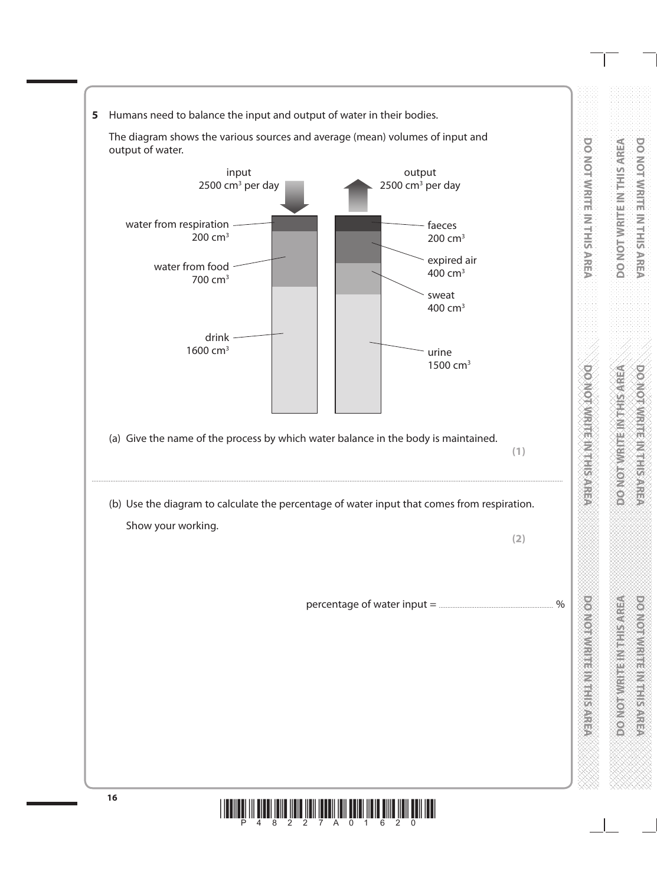**5** Humans need to balance the input and output of water in their bodies.

The diagram shows the various sources and average (mean) volumes of input and output of water.

input
2500 $cm^3$ per day

output
2500 $cm^3$ per day

water from respiration
200 $cm^3$

water from food
700 $cm^3$

drink
1600 $cm^3$

faeces
200 $cm^3$

expired air
400 $cm^3$

sweat
400 $cm^3$

urine
1500 $cm^3$

(a) Give the name of the process by which water balance in the body is maintained.

**(1)**

..............................................................................................................................................

(b) Use the diagram to calculate the percentage of water input that comes from respiration.

Show your working.

**(2)**

percentage of water input = .............................................. %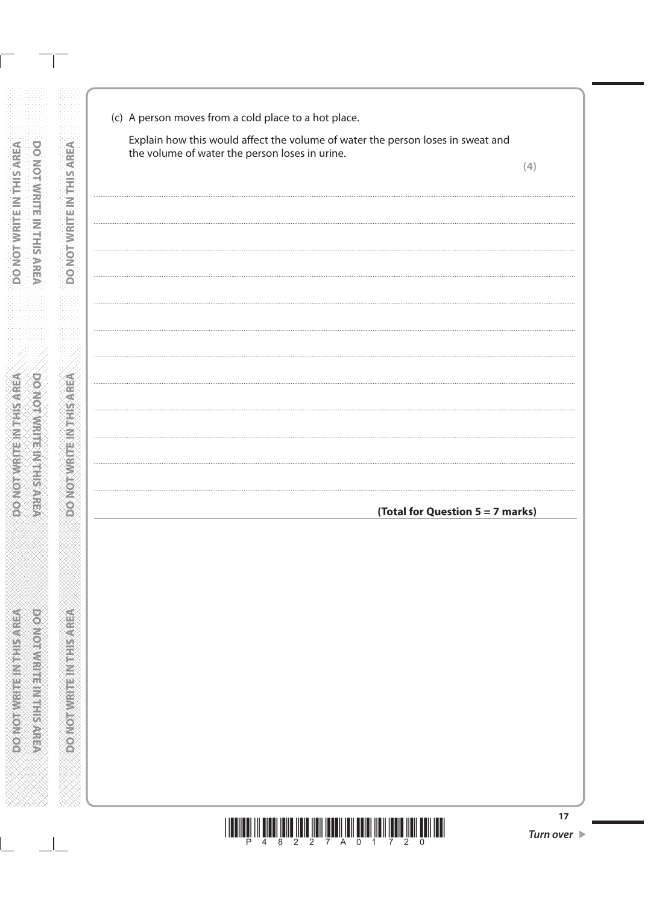(c) A person moves from a cold place to a hot place.

Explain how this would affect the volume of water the person loses in sweat and the volume of water the person loses in urine.

**(4)**

.......................................................................................................................................................................................

.......................................................................................................................................................................................

.......................................................................................................................................................................................

.......................................................................................................................................................................................

.......................................................................................................................................................................................

.......................................................................................................................................................................................

.......................................................................................................................................................................................

.......................................................................................................................................................................................

.......................................................................................................................................................................................

.......................................................................................................................................................................................

.......................................................................................................................................................................................

.......................................................................................................................................................................................

**(Total for Question 5 = 7 marks)**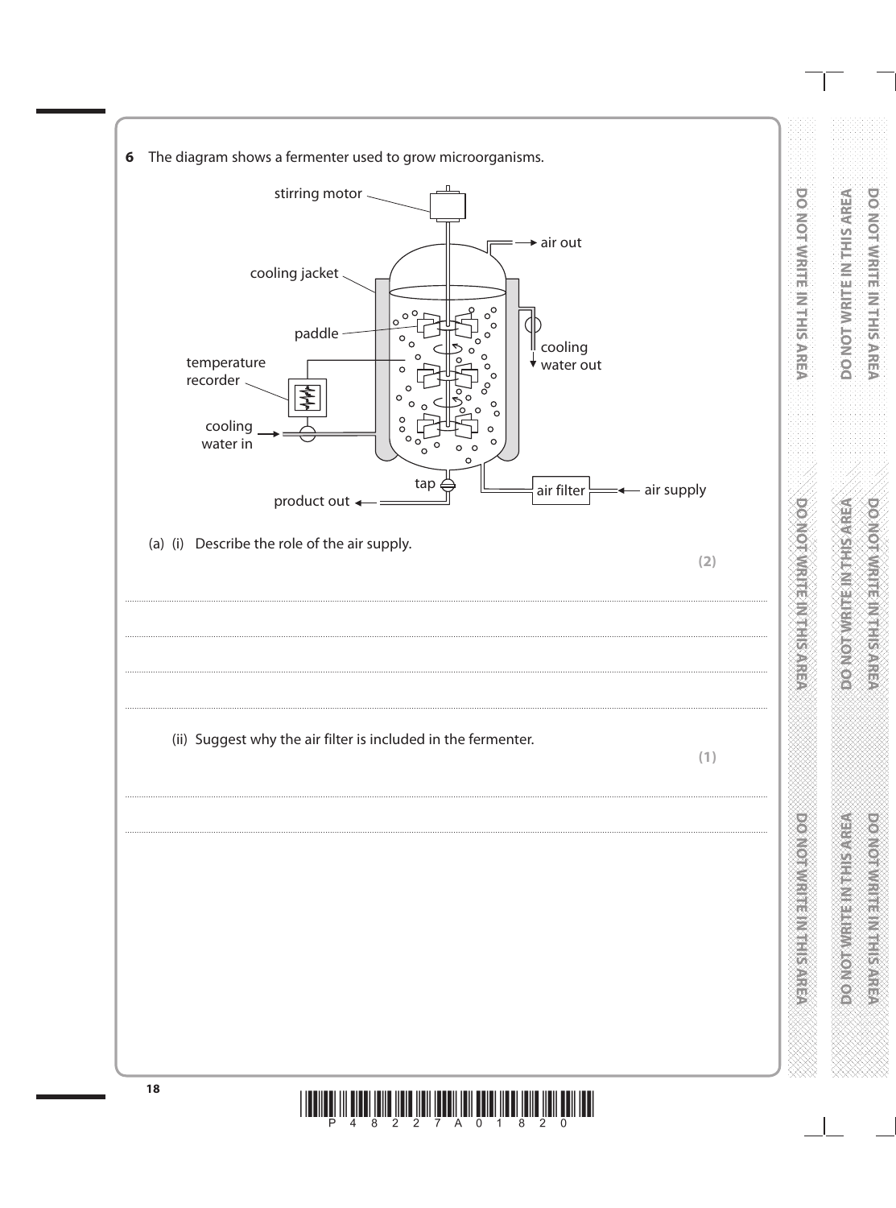**6** The diagram shows a fermenter used to grow microorganisms.

stirring motor, air out, cooling jacket, paddle, cooling water out, temperature recorder, cooling water in, tap, air filter, air supply, product out

(a) (i) Describe the role of the air supply.

**(2)**

..................................................................................................................................................

..................................................................................................................................................

..................................................................................................................................................

(ii) Suggest why the air filter is included in the fermenter.

**(1)**

..................................................................................................................................................

..................................................................................................................................................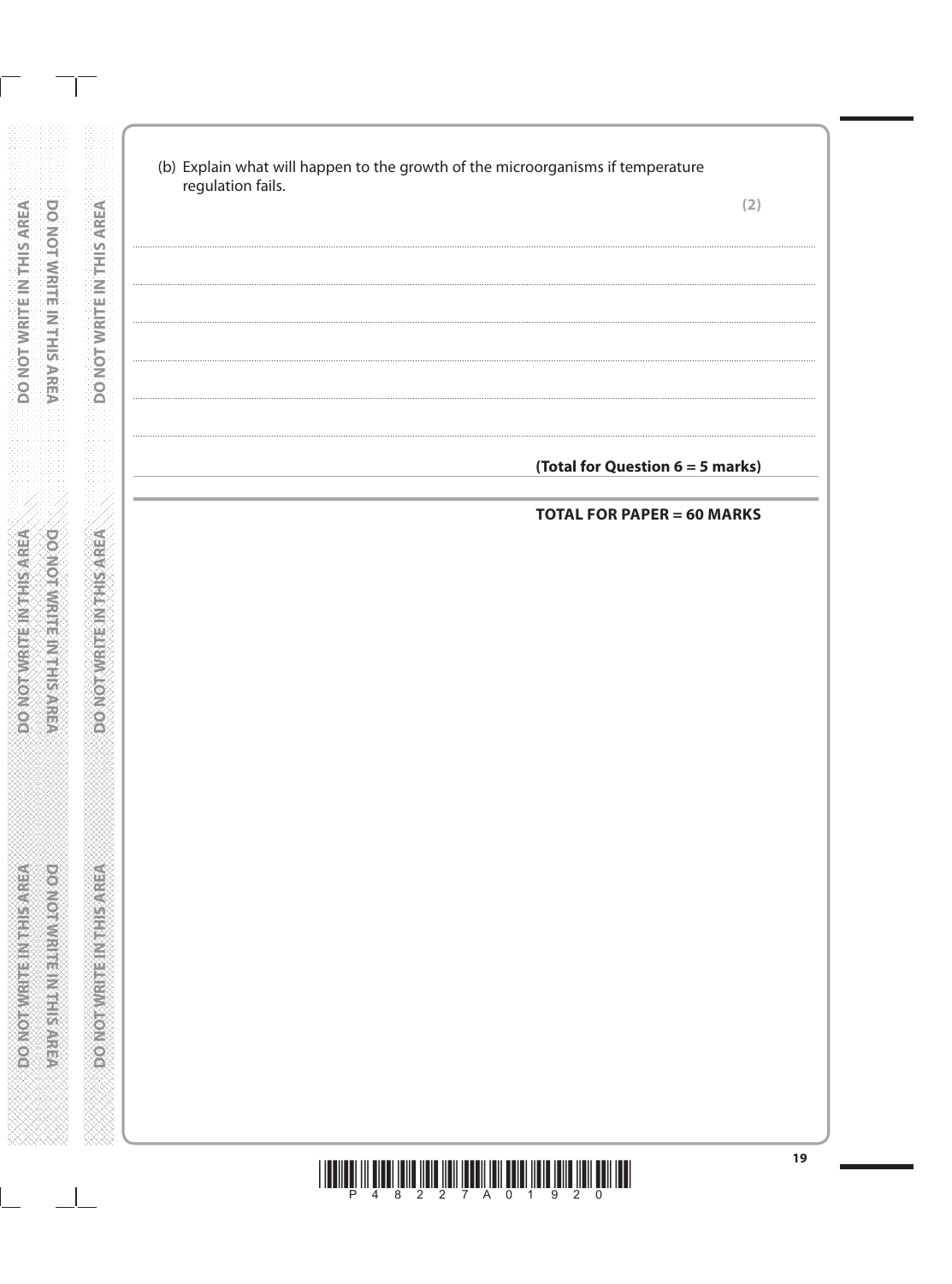(b) Explain what will happen to the growth of the microorganisms if temperature regulation fails.

**(2)**

..............................................................................................................................................................

..............................................................................................................................................................

..............................................................................................................................................................

..............................................................................................................................................................

..............................................................................................................................................................

**(Total for Question 6 = 5 marks)**

**TOTAL FOR PAPER = 60 MARKS**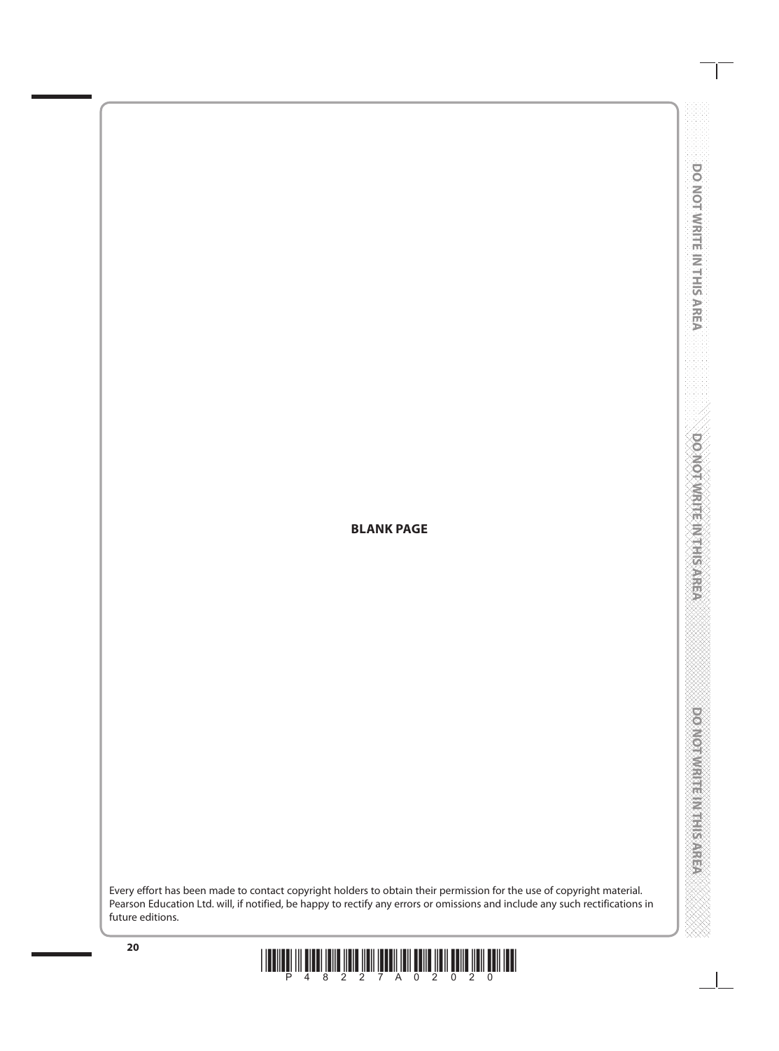**BLANK PAGE**

Every effort has been made to contact copyright holders to obtain their permission for the use of copyright material. Pearson Education Ltd. will, if notified, be happy to rectify any errors or omissions and include any such rectifications in future editions.